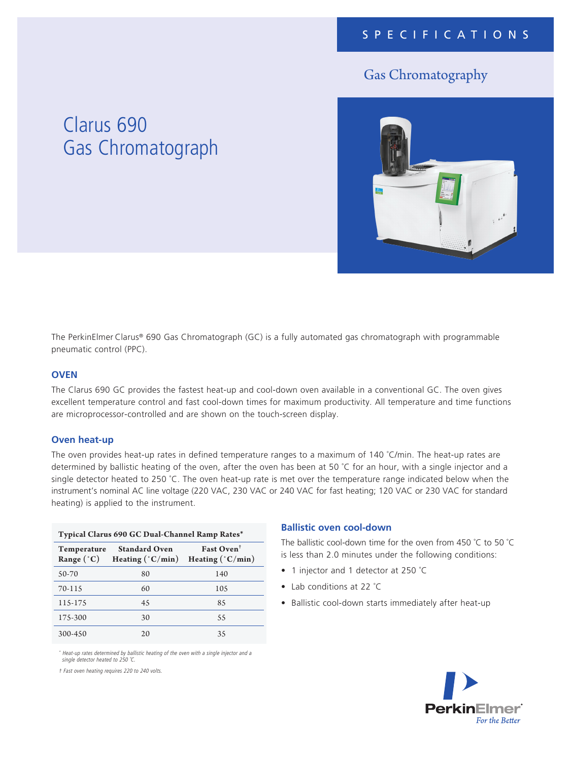SPECIFICATIONS

Gas Chromatography

# Clarus 690 Gas Chromatograph

The PerkinElmer Clarus® 690 Gas Chromatograph (GC) is a fully automated gas chromatograph with programmable pneumatic control (PPC).

## OVEN

The Clarus 690 GC provides the fastest heat-up and cool-down oven available in a conventional GC. The oven gives excellent temperature control and fast cool-down times for maximum productivity. All temperature and time functions are microprocessor-controlled and are shown on the touch-screen display.

### Oven heat-up

The oven provides heat-up rates in defined temperature ranges to a maximum of 140 ˚C/min. The heat-up rates are determined by ballistic heating of the oven, after the oven has been at 50 ˚C for an hour, with a single injector and a single detector heated to 250 ˚C. The oven heat-up rate is met over the temperature range indicated below when the instrument's nominal AC line voltage (220 VAC, 230 VAC or 240 VAC for fast heating; 120 VAC or 230 VAC for standard heating) is applied to the instrument.

**Typical Clarus 690 GC Dual-Channel Ramp Rates***

| Temperature Range (˚C) | Standard Oven Heating (˚C/min) | Fast Oven† Heating (˚C/min) |
|---|---|---|
| 50-70 | 80 | 140 |
| 70-115 | 60 | 105 |
| 115-175 | 45 | 85 |
| 175-300 | 30 | 55 |
| 300-450 | 20 | 35 |

*\* Heat-up rates determined by ballistic heating of the oven with a single injector and a single detector heated to 250 ˚C.*

*† Fast oven heating requires 220 to 240 volts.*

### Ballistic oven cool-down

The ballistic cool-down time for the oven from 450 ˚C to 50 ˚C is less than 2.0 minutes under the following conditions:

- 1 injector and 1 detector at 250 ˚C
- Lab conditions at 22 ˚C
- Ballistic cool-down starts immediately after heat-up

PerkinElmer
For the Better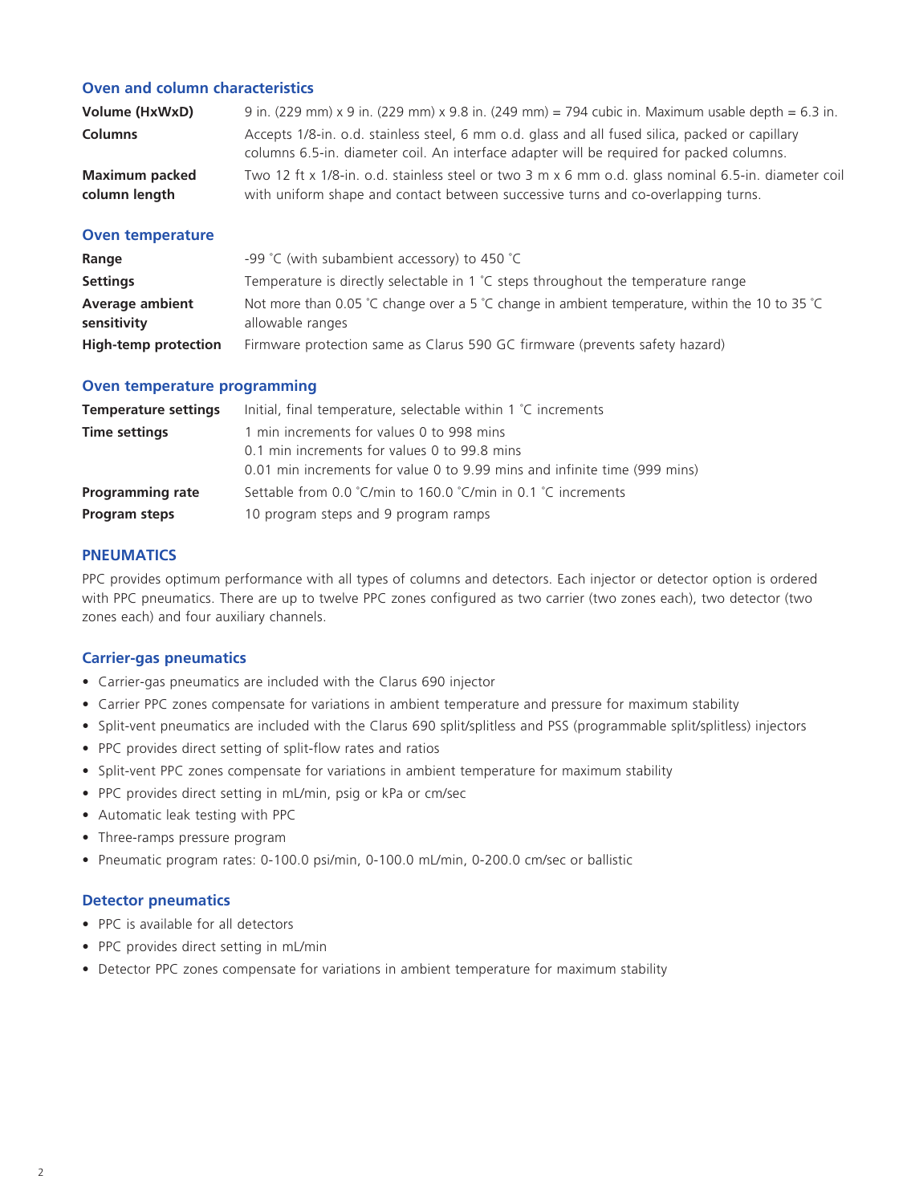### Oven and column characteristics

| | |
|---|---|
| **Volume (HxWxD)** | 9 in. (229 mm) x 9 in. (229 mm) x 9.8 in. (249 mm) = 794 cubic in. Maximum usable depth = 6.3 in. |
| **Columns** | Accepts 1/8-in. o.d. stainless steel, 6 mm o.d. glass and all fused silica, packed or capillary columns 6.5-in. diameter coil. An interface adapter will be required for packed columns. |
| **Maximum packed column length** | Two 12 ft x 1/8-in. o.d. stainless steel or two 3 m x 6 mm o.d. glass nominal 6.5-in. diameter coil with uniform shape and contact between successive turns and co-overlapping turns. |

### Oven temperature

| | |
|---|---|
| **Range** | -99 ˚C (with subambient accessory) to 450 ˚C |
| **Settings** | Temperature is directly selectable in 1 ˚C steps throughout the temperature range |
| **Average ambient sensitivity** | Not more than 0.05 ˚C change over a 5 ˚C change in ambient temperature, within the 10 to 35 ˚C allowable ranges |
| **High-temp protection** | Firmware protection same as Clarus 590 GC firmware (prevents safety hazard) |

### Oven temperature programming

| | |
|---|---|
| **Temperature settings** | Initial, final temperature, selectable within 1 ˚C increments |
| **Time settings** | 1 min increments for values 0 to 998 mins<br>0.1 min increments for values 0 to 99.8 mins<br>0.01 min increments for value 0 to 9.99 mins and infinite time (999 mins) |
| **Programming rate** | Settable from 0.0 ˚C/min to 160.0 ˚C/min in 0.1 ˚C increments |
| **Program steps** | 10 program steps and 9 program ramps |

### PNEUMATICS

PPC provides optimum performance with all types of columns and detectors. Each injector or detector option is ordered with PPC pneumatics. There are up to twelve PPC zones configured as two carrier (two zones each), two detector (two zones each) and four auxiliary channels.

### Carrier-gas pneumatics

- Carrier-gas pneumatics are included with the Clarus 690 injector
- Carrier PPC zones compensate for variations in ambient temperature and pressure for maximum stability
- Split-vent pneumatics are included with the Clarus 690 split/splitless and PSS (programmable split/splitless) injectors
- PPC provides direct setting of split-flow rates and ratios
- Split-vent PPC zones compensate for variations in ambient temperature for maximum stability
- PPC provides direct setting in mL/min, psig or kPa or cm/sec
- Automatic leak testing with PPC
- Three-ramps pressure program
- Pneumatic program rates: 0-100.0 psi/min, 0-100.0 mL/min, 0-200.0 cm/sec or ballistic

### Detector pneumatics

- PPC is available for all detectors
- PPC provides direct setting in mL/min
- Detector PPC zones compensate for variations in ambient temperature for maximum stability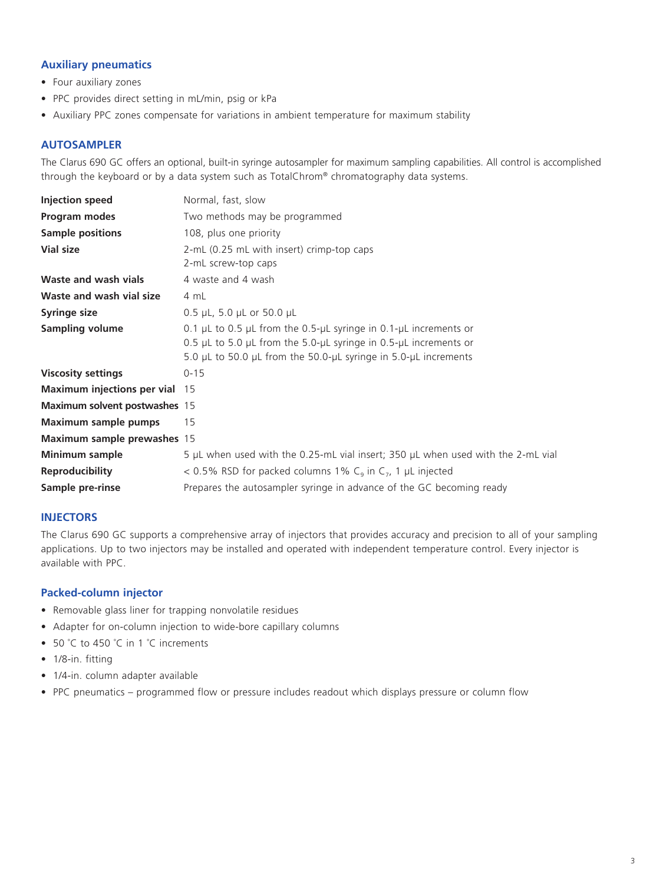### Auxiliary pneumatics

- Four auxiliary zones
- PPC provides direct setting in mL/min, psig or kPa
- Auxiliary PPC zones compensate for variations in ambient temperature for maximum stability

## AUTOSAMPLER

The Clarus 690 GC offers an optional, built-in syringe autosampler for maximum sampling capabilities. All control is accomplished through the keyboard or by a data system such as TotalChrom® chromatography data systems.

| | |
|---|---|
| **Injection speed** | Normal, fast, slow |
| **Program modes** | Two methods may be programmed |
| **Sample positions** | 108, plus one priority |
| **Vial size** | 2-mL (0.25 mL with insert) crimp-top caps<br>2-mL screw-top caps |
| **Waste and wash vials** | 4 waste and 4 wash |
| **Waste and wash vial size** | 4 mL |
| **Syringe size** | 0.5 µL, 5.0 µL or 50.0 µL |
| **Sampling volume** | 0.1 µL to 0.5 µL from the 0.5-µL syringe in 0.1-µL increments or<br>0.5 µL to 5.0 µL from the 5.0-µL syringe in 0.5-µL increments or<br>5.0 µL to 50.0 µL from the 50.0-µL syringe in 5.0-µL increments |
| **Viscosity settings** | 0-15 |
| **Maximum injections per vial** | 15 |
| **Maximum solvent postwashes** | 15 |
| **Maximum sample pumps** | 15 |
| **Maximum sample prewashes** | 15 |
| **Minimum sample** | 5 µL when used with the 0.25-mL vial insert; 350 µL when used with the 2-mL vial |
| **Reproducibility** | < 0.5% RSD for packed columns 1% $C_9$ in $C_7$, 1 µL injected |
| **Sample pre-rinse** | Prepares the autosampler syringe in advance of the GC becoming ready |

## INJECTORS

The Clarus 690 GC supports a comprehensive array of injectors that provides accuracy and precision to all of your sampling applications. Up to two injectors may be installed and operated with independent temperature control. Every injector is available with PPC.

### Packed-column injector

- Removable glass liner for trapping nonvolatile residues
- Adapter for on-column injection to wide-bore capillary columns
- 50 ˚C to 450 ˚C in 1 ˚C increments
- 1/8-in. fitting
- 1/4-in. column adapter available
- PPC pneumatics – programmed flow or pressure includes readout which displays pressure or column flow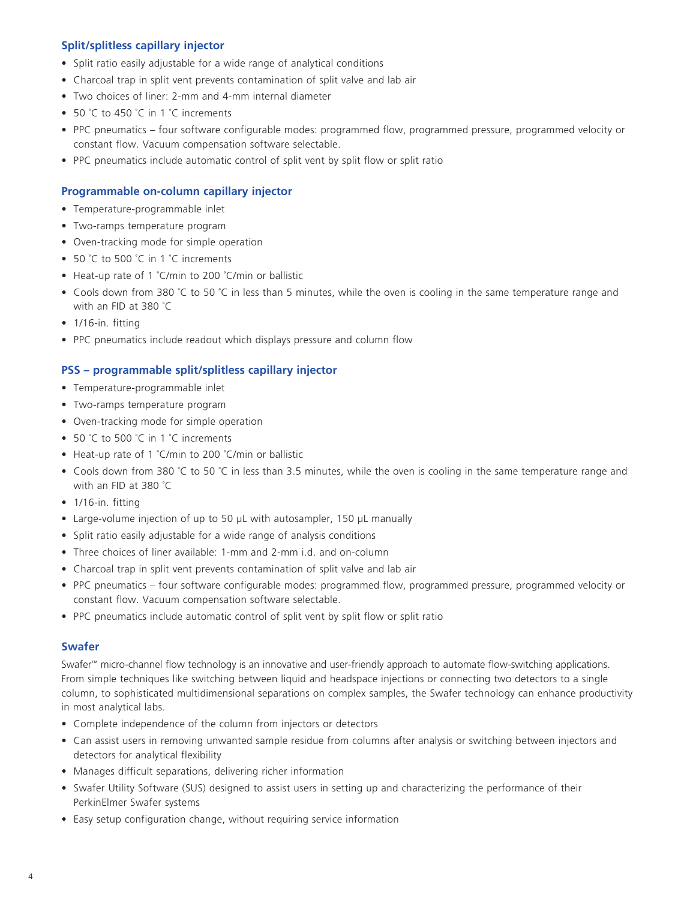### Split/splitless capillary injector

- Split ratio easily adjustable for a wide range of analytical conditions
- Charcoal trap in split vent prevents contamination of split valve and lab air
- Two choices of liner: 2-mm and 4-mm internal diameter
- 50 ˚C to 450 ˚C in 1 ˚C increments
- PPC pneumatics – four software configurable modes: programmed flow, programmed pressure, programmed velocity or constant flow. Vacuum compensation software selectable.
- PPC pneumatics include automatic control of split vent by split flow or split ratio

### Programmable on-column capillary injector

- Temperature-programmable inlet
- Two-ramps temperature program
- Oven-tracking mode for simple operation
- 50 ˚C to 500 ˚C in 1 ˚C increments
- Heat-up rate of 1 ˚C/min to 200 ˚C/min or ballistic
- Cools down from 380 ˚C to 50 ˚C in less than 5 minutes, while the oven is cooling in the same temperature range and with an FID at 380 ˚C
- 1/16-in. fitting
- PPC pneumatics include readout which displays pressure and column flow

### PSS – programmable split/splitless capillary injector

- Temperature-programmable inlet
- Two-ramps temperature program
- Oven-tracking mode for simple operation
- 50 ˚C to 500 ˚C in 1 ˚C increments
- Heat-up rate of 1 ˚C/min to 200 ˚C/min or ballistic
- Cools down from 380 ˚C to 50 ˚C in less than 3.5 minutes, while the oven is cooling in the same temperature range and with an FID at 380 ˚C
- 1/16-in. fitting
- Large-volume injection of up to 50 µL with autosampler, 150 µL manually
- Split ratio easily adjustable for a wide range of analysis conditions
- Three choices of liner available: 1-mm and 2-mm i.d. and on-column
- Charcoal trap in split vent prevents contamination of split valve and lab air
- PPC pneumatics – four software configurable modes: programmed flow, programmed pressure, programmed velocity or constant flow. Vacuum compensation software selectable.
- PPC pneumatics include automatic control of split vent by split flow or split ratio

### Swafer

Swafer™ micro-channel flow technology is an innovative and user-friendly approach to automate flow-switching applications. From simple techniques like switching between liquid and headspace injections or connecting two detectors to a single column, to sophisticated multidimensional separations on complex samples, the Swafer technology can enhance productivity in most analytical labs.

- Complete independence of the column from injectors or detectors
- Can assist users in removing unwanted sample residue from columns after analysis or switching between injectors and detectors for analytical flexibility
- Manages difficult separations, delivering richer information
- Swafer Utility Software (SUS) designed to assist users in setting up and characterizing the performance of their PerkinElmer Swafer systems
- Easy setup configuration change, without requiring service information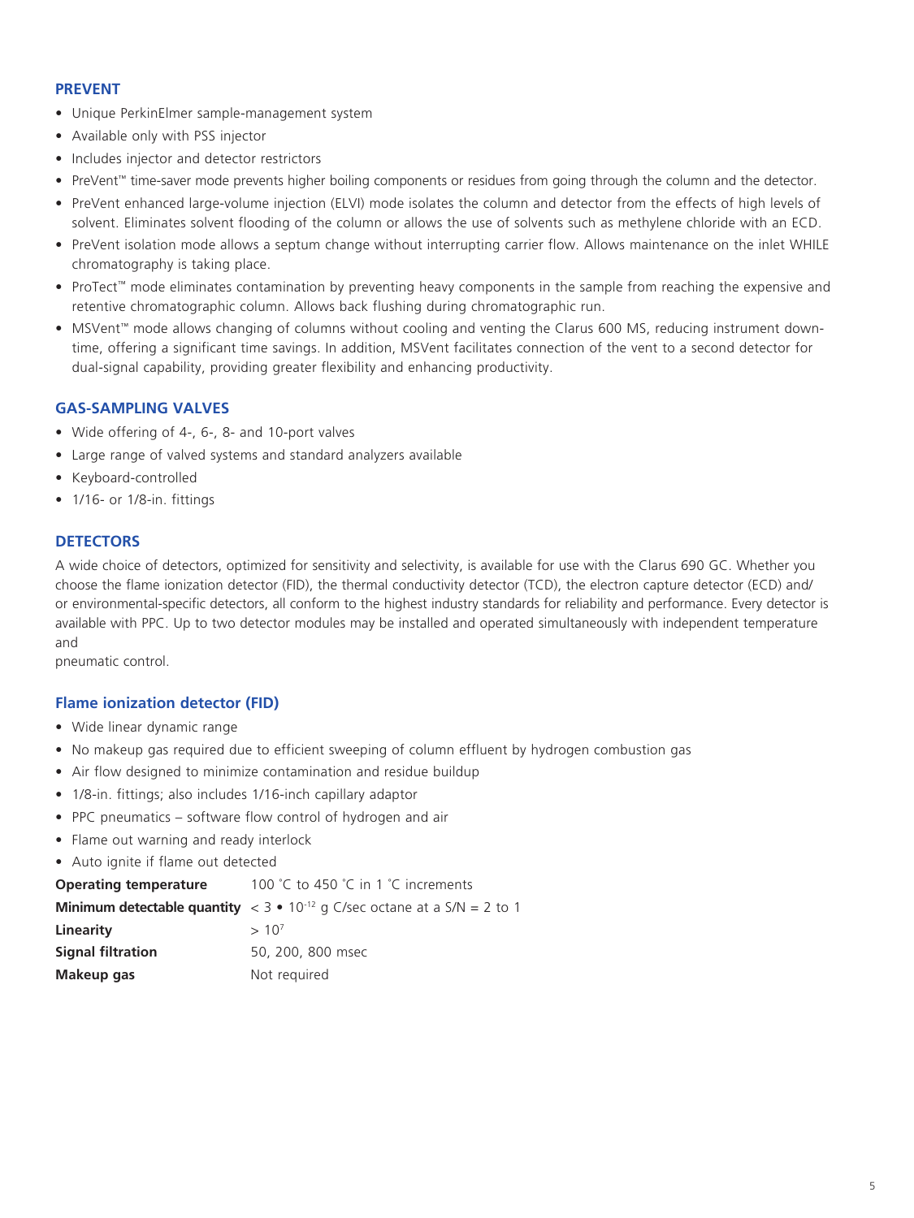## PREVENT

- Unique PerkinElmer sample-management system
- Available only with PSS injector
- Includes injector and detector restrictors
- PreVent™ time-saver mode prevents higher boiling components or residues from going through the column and the detector.
- PreVent enhanced large-volume injection (ELVI) mode isolates the column and detector from the effects of high levels of solvent. Eliminates solvent flooding of the column or allows the use of solvents such as methylene chloride with an ECD.
- PreVent isolation mode allows a septum change without interrupting carrier flow. Allows maintenance on the inlet WHILE chromatography is taking place.
- ProTect™ mode eliminates contamination by preventing heavy components in the sample from reaching the expensive and retentive chromatographic column. Allows back flushing during chromatographic run.
- MSVent™ mode allows changing of columns without cooling and venting the Clarus 600 MS, reducing instrument down-time, offering a significant time savings. In addition, MSVent facilitates connection of the vent to a second detector for dual-signal capability, providing greater flexibility and enhancing productivity.

## GAS-SAMPLING VALVES

- Wide offering of 4-, 6-, 8- and 10-port valves
- Large range of valved systems and standard analyzers available
- Keyboard-controlled
- 1/16- or 1/8-in. fittings

## DETECTORS

A wide choice of detectors, optimized for sensitivity and selectivity, is available for use with the Clarus 690 GC. Whether you choose the flame ionization detector (FID), the thermal conductivity detector (TCD), the electron capture detector (ECD) and/or environmental-specific detectors, all conform to the highest industry standards for reliability and performance. Every detector is available with PPC. Up to two detector modules may be installed and operated simultaneously with independent temperature and
pneumatic control.

### Flame ionization detector (FID)

- Wide linear dynamic range
- No makeup gas required due to efficient sweeping of column effluent by hydrogen combustion gas
- Air flow designed to minimize contamination and residue buildup
- 1/8-in. fittings; also includes 1/16-inch capillary adaptor
- PPC pneumatics – software flow control of hydrogen and air
- Flame out warning and ready interlock
- Auto ignite if flame out detected

| | |
|---|---|
| **Operating temperature** | 100 °C to 450 °C in 1 °C increments |
| **Minimum detectable quantity** | $< 3 \bullet 10^{-12}$ g C/sec octane at a S/N = 2 to 1 |
| **Linearity** | $> 10^{7}$ |
| **Signal filtration** | 50, 200, 800 msec |
| **Makeup gas** | Not required |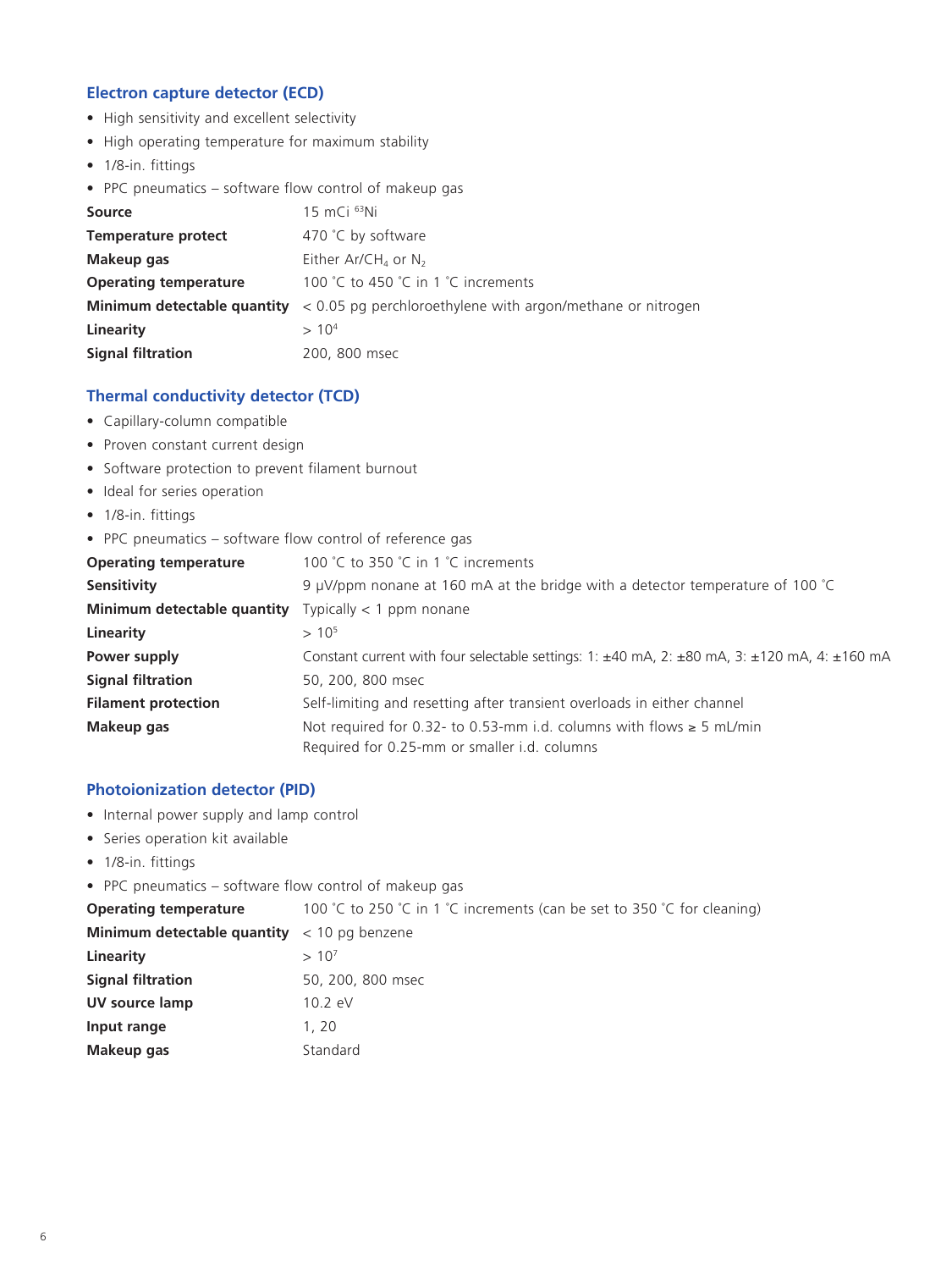## Electron capture detector (ECD)

- High sensitivity and excellent selectivity
- High operating temperature for maximum stability
- 1/8-in. fittings
- PPC pneumatics – software flow control of makeup gas

| | |
|---|---|
| **Source** | 15 mCi $^{63}Ni$ |
| **Temperature protect** | 470 °C by software |
| **Makeup gas** | Either $Ar/CH_4$ or $N_2$ |
| **Operating temperature** | 100 °C to 450 °C in 1 °C increments |
| **Minimum detectable quantity** | < 0.05 pg perchloroethylene with argon/methane or nitrogen |
| **Linearity** | $> 10^4$ |
| **Signal filtration** | 200, 800 msec |

## Thermal conductivity detector (TCD)

- Capillary-column compatible
- Proven constant current design
- Software protection to prevent filament burnout
- Ideal for series operation
- 1/8-in. fittings
- PPC pneumatics – software flow control of reference gas

| | |
|---|---|
| **Operating temperature** | 100 °C to 350 °C in 1 °C increments |
| **Sensitivity** | 9 µV/ppm nonane at 160 mA at the bridge with a detector temperature of 100 °C |
| **Minimum detectable quantity** | Typically < 1 ppm nonane |
| **Linearity** | $> 10^5$ |
| **Power supply** | Constant current with four selectable settings: 1: ±40 mA, 2: ±80 mA, 3: ±120 mA, 4: ±160 mA |
| **Signal filtration** | 50, 200, 800 msec |
| **Filament protection** | Self-limiting and resetting after transient overloads in either channel |
| **Makeup gas** | Not required for 0.32- to 0.53-mm i.d. columns with flows ≥ 5 mL/min<br>Required for 0.25-mm or smaller i.d. columns |

## Photoionization detector (PID)

- Internal power supply and lamp control
- Series operation kit available
- 1/8-in. fittings
- PPC pneumatics – software flow control of makeup gas

| | |
|---|---|
| **Operating temperature** | 100 °C to 250 °C in 1 °C increments (can be set to 350 °C for cleaning) |
| **Minimum detectable quantity** | < 10 pg benzene |
| **Linearity** | $> 10^7$ |
| **Signal filtration** | 50, 200, 800 msec |
| **UV source lamp** | 10.2 eV |
| **Input range** | 1, 20 |
| **Makeup gas** | Standard |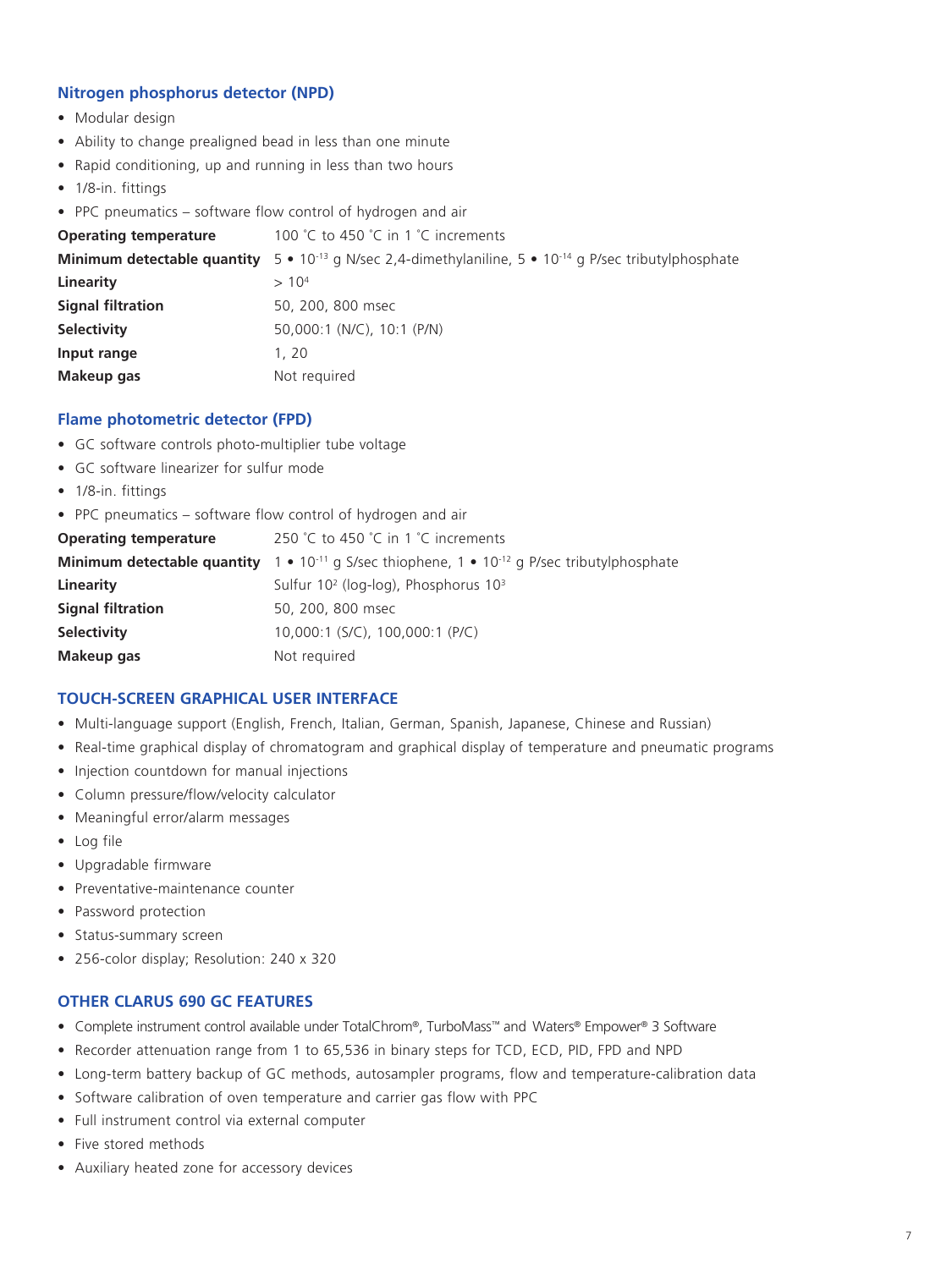## Nitrogen phosphorus detector (NPD)

- Modular design
- Ability to change prealigned bead in less than one minute
- Rapid conditioning, up and running in less than two hours
- 1/8-in. fittings
- PPC pneumatics – software flow control of hydrogen and air

| | |
|---|---|
| **Operating temperature** | 100 ˚C to 450 ˚C in 1 ˚C increments |
| **Minimum detectable quantity** | $5 \bullet 10^{-13}$ g N/sec 2,4-dimethylaniline, $5 \bullet 10^{-14}$ g P/sec tributylphosphate |
| **Linearity** | $> 10^4$ |
| **Signal filtration** | 50, 200, 800 msec |
| **Selectivity** | 50,000:1 (N/C), 10:1 (P/N) |
| **Input range** | 1, 20 |
| **Makeup gas** | Not required |

## Flame photometric detector (FPD)

- GC software controls photo-multiplier tube voltage
- GC software linearizer for sulfur mode
- 1/8-in. fittings
- PPC pneumatics – software flow control of hydrogen and air

| | |
|---|---|
| **Operating temperature** | 250 ˚C to 450 ˚C in 1 ˚C increments |
| **Minimum detectable quantity** | $1 \bullet 10^{-11}$ g S/sec thiophene, $1 \bullet 10^{-12}$ g P/sec tributylphosphate |
| **Linearity** | Sulfur $10^2$ (log-log), Phosphorus $10^3$ |
| **Signal filtration** | 50, 200, 800 msec |
| **Selectivity** | 10,000:1 (S/C), 100,000:1 (P/C) |
| **Makeup gas** | Not required |

## TOUCH-SCREEN GRAPHICAL USER INTERFACE

- Multi-language support (English, French, Italian, German, Spanish, Japanese, Chinese and Russian)
- Real-time graphical display of chromatogram and graphical display of temperature and pneumatic programs
- Injection countdown for manual injections
- Column pressure/flow/velocity calculator
- Meaningful error/alarm messages
- Log file
- Upgradable firmware
- Preventative-maintenance counter
- Password protection
- Status-summary screen
- 256-color display; Resolution: 240 x 320

## OTHER CLARUS 690 GC FEATURES

- Complete instrument control available under TotalChrom®, TurboMass™ and Waters® Empower® 3 Software
- Recorder attenuation range from 1 to 65,536 in binary steps for TCD, ECD, PID, FPD and NPD
- Long-term battery backup of GC methods, autosampler programs, flow and temperature-calibration data
- Software calibration of oven temperature and carrier gas flow with PPC
- Full instrument control via external computer
- Five stored methods
- Auxiliary heated zone for accessory devices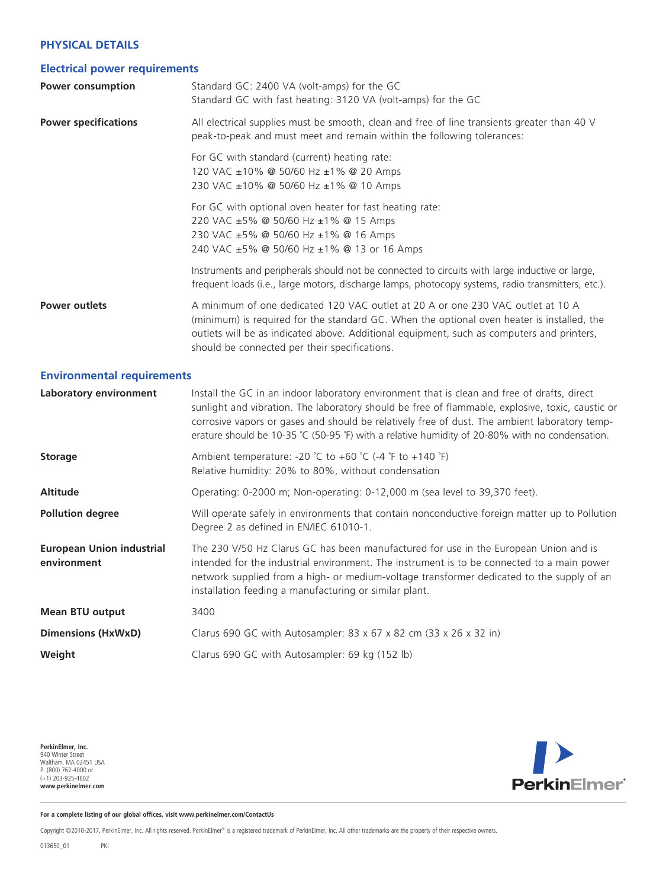## PHYSICAL DETAILS

### Electrical power requirements

| | |
|---|---|
| **Power consumption** | Standard GC: 2400 VA (volt-amps) for the GC<br>Standard GC with fast heating: 3120 VA (volt-amps) for the GC |
| **Power specifications** | All electrical supplies must be smooth, clean and free of line transients greater than 40 V peak-to-peak and must meet and remain within the following tolerances:<br><br>For GC with standard (current) heating rate:<br>120 VAC ±10% @ 50/60 Hz ±1% @ 20 Amps<br>230 VAC ±10% @ 50/60 Hz ±1% @ 10 Amps<br><br>For GC with optional oven heater for fast heating rate:<br>220 VAC ±5% @ 50/60 Hz ±1% @ 15 Amps<br>230 VAC ±5% @ 50/60 Hz ±1% @ 16 Amps<br>240 VAC ±5% @ 50/60 Hz ±1% @ 13 or 16 Amps<br><br>Instruments and peripherals should not be connected to circuits with large inductive or large, frequent loads (i.e., large motors, discharge lamps, photocopy systems, radio transmitters, etc.). |
| **Power outlets** | A minimum of one dedicated 120 VAC outlet at 20 A or one 230 VAC outlet at 10 A (minimum) is required for the standard GC. When the optional oven heater is installed, the outlets will be as indicated above. Additional equipment, such as computers and printers, should be connected per their specifications. |

### Environmental requirements

| | |
|---|---|
| **Laboratory environment** | Install the GC in an indoor laboratory environment that is clean and free of drafts, direct sunlight and vibration. The laboratory should be free of flammable, explosive, toxic, caustic or corrosive vapors or gases and should be relatively free of dust. The ambient laboratory temperature should be 10-35 ˚C (50-95 ˚F) with a relative humidity of 20-80% with no condensation. |
| **Storage** | Ambient temperature: -20 ˚C to +60 ˚C (-4 ˚F to +140 ˚F)<br>Relative humidity: 20% to 80%, without condensation |
| **Altitude** | Operating: 0-2000 m; Non-operating: 0-12,000 m (sea level to 39,370 feet). |
| **Pollution degree** | Will operate safely in environments that contain nonconductive foreign matter up to Pollution Degree 2 as defined in EN/IEC 61010-1. |
| **European Union industrial environment** | The 230 V/50 Hz Clarus GC has been manufactured for use in the European Union and is intended for the industrial environment. The instrument is to be connected to a main power network supplied from a high- or medium-voltage transformer dedicated to the supply of an installation feeding a manufacturing or similar plant. |
| **Mean BTU output** | 3400 |
| **Dimensions (HxWxD)** | Clarus 690 GC with Autosampler: 83 x 67 x 82 cm (33 x 26 x 32 in) |
| **Weight** | Clarus 690 GC with Autosampler: 69 kg (152 lb) |

**PerkinElmer, Inc.**
940 Winter Street
Waltham, MA 02451 USA
P: (800) 762-4000 or
(+1) 203-925-4602
**www.perkinelmer.com**

PerkinElmer®

**For a complete listing of our global offices, visit www.perkinelmer.com/ContactUs**

Copyright ©2010-2017, PerkinElmer, Inc. All rights reserved. PerkinElmer® is a registered trademark of PerkinElmer, Inc. All other trademarks are the property of their respective owners.

013650_01 PKI